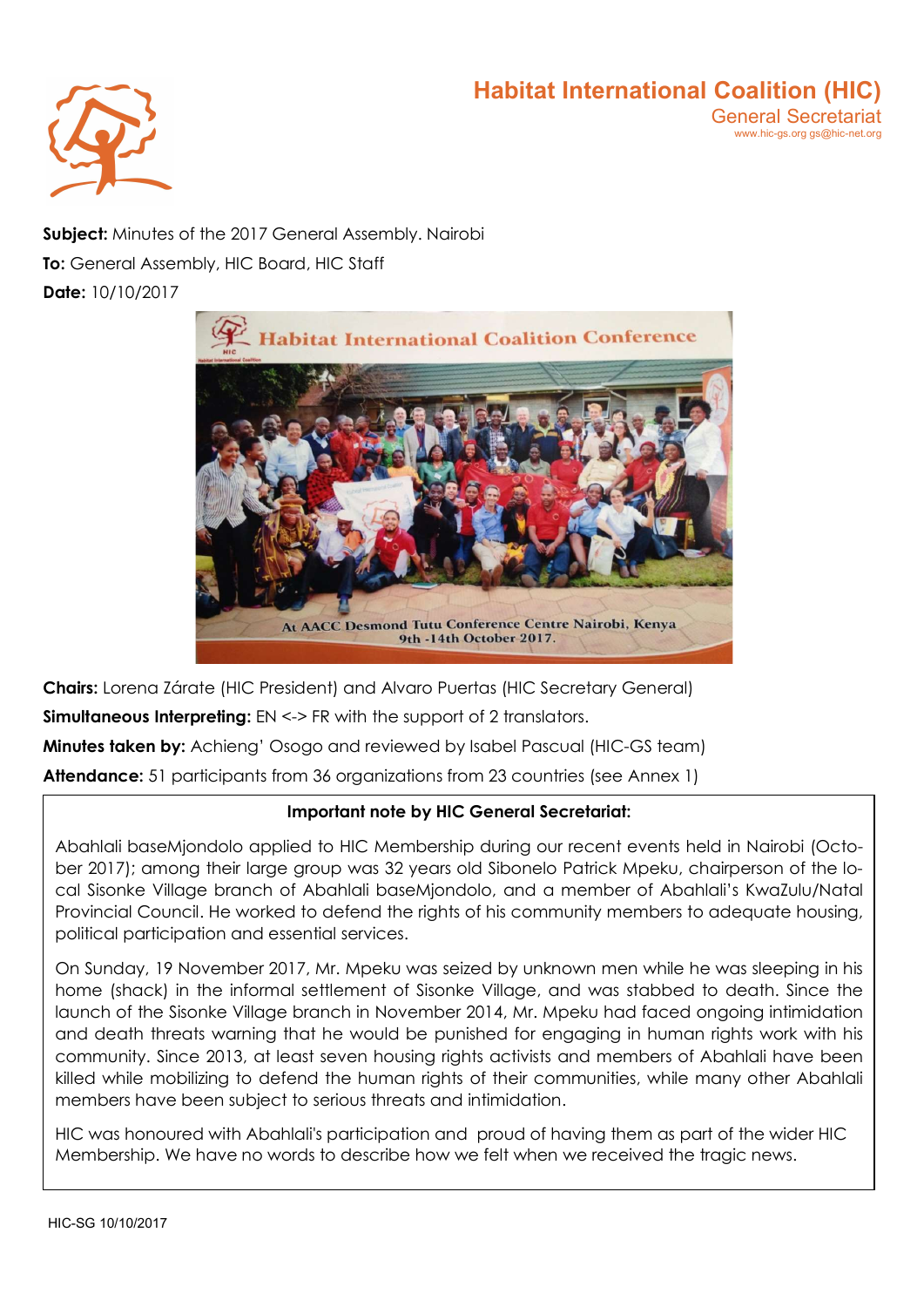# Habitat International Coalition (HIC)

General Secretariat
www.hic-gs.org gs@hic-net.org

**Subject:** Minutes of the 2017 General Assembly. Nairobi

**To:** General Assembly, HIC Board, HIC Staff

**Date:** 10/10/2017

Habitat International Coalition Conference

At AACC Desmond Tutu Conference Centre Nairobi, Kenya
9th -14th October 2017.

**Chairs:** Lorena Zárate (HIC President) and Alvaro Puertas (HIC Secretary General)

**Simultaneous Interpreting:** EN <-> FR with the support of 2 translators.

**Minutes taken by:** Achieng' Osogo and reviewed by Isabel Pascual (HIC-GS team)

**Attendance:** 51 participants from 36 organizations from 23 countries (see Annex 1)

**Important note by HIC General Secretariat:**

Abahlali baseMjondolo applied to HIC Membership during our recent events held in Nairobi (October 2017); among their large group was 32 years old Sibonelo Patrick Mpeku, chairperson of the local Sisonke Village branch of Abahlali baseMjondolo, and a member of Abahlali's KwaZulu/Natal Provincial Council. He worked to defend the rights of his community members to adequate housing, political participation and essential services.

On Sunday, 19 November 2017, Mr. Mpeku was seized by unknown men while he was sleeping in his home (shack) in the informal settlement of Sisonke Village, and was stabbed to death. Since the launch of the Sisonke Village branch in November 2014, Mr. Mpeku had faced ongoing intimidation and death threats warning that he would be punished for engaging in human rights work with his community. Since 2013, at least seven housing rights activists and members of Abahlali have been killed while mobilizing to defend the human rights of their communities, while many other Abahlali members have been subject to serious threats and intimidation.

HIC was honoured with Abahlali's participation and proud of having them as part of the wider HIC Membership. We have no words to describe how we felt when we received the tragic news.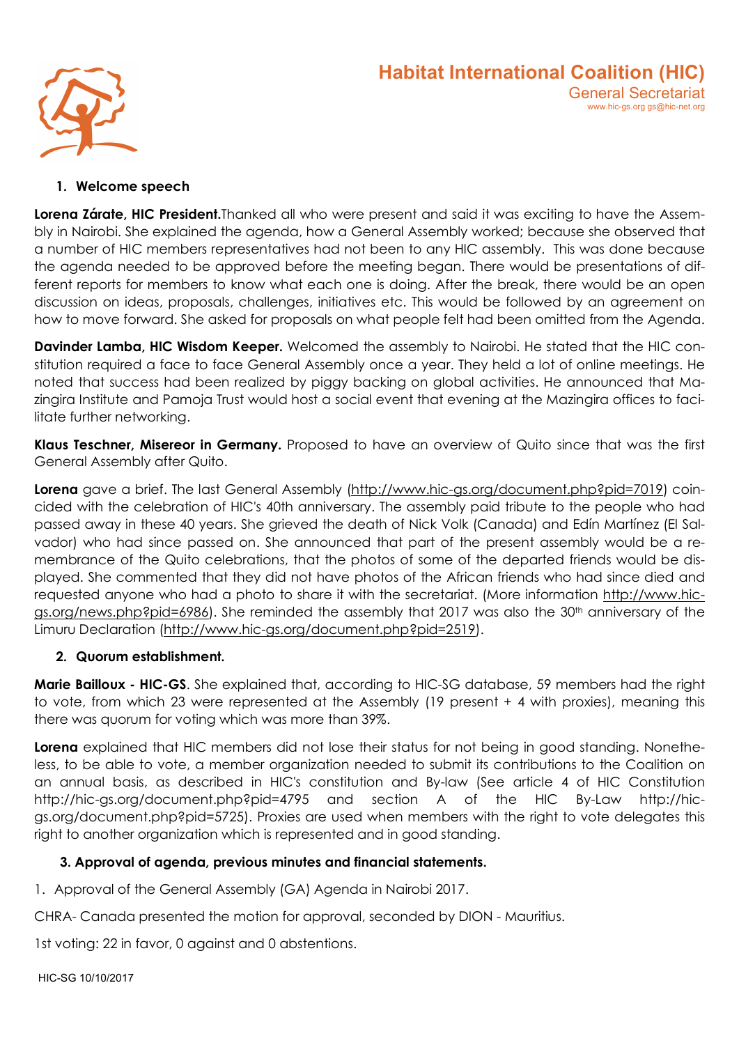1. **Welcome speech**

**Lorena Zárate, HIC President.**Thanked all who were present and said it was exciting to have the Assembly in Nairobi. She explained the agenda, how a General Assembly worked; because she observed that a number of HIC members representatives had not been to any HIC assembly. This was done because the agenda needed to be approved before the meeting began. There would be presentations of different reports for members to know what each one is doing. After the break, there would be an open discussion on ideas, proposals, challenges, initiatives etc. This would be followed by an agreement on how to move forward. She asked for proposals on what people felt had been omitted from the Agenda.

**Davinder Lamba, HIC Wisdom Keeper.** Welcomed the assembly to Nairobi. He stated that the HIC constitution required a face to face General Assembly once a year. They held a lot of online meetings. He noted that success had been realized by piggy backing on global activities. He announced that Mazingira Institute and Pamoja Trust would host a social event that evening at the Mazingira offices to facilitate further networking.

**Klaus Teschner, Misereor in Germany.** Proposed to have an overview of Quito since that was the first General Assembly after Quito.

**Lorena** gave a brief. The last General Assembly (http://www.hic-gs.org/document.php?pid=7019) coincided with the celebration of HIC's 40th anniversary. The assembly paid tribute to the people who had passed away in these 40 years. She grieved the death of Nick Volk (Canada) and Edín Martínez (El Salvador) who had since passed on. She announced that part of the present assembly would be a remembrance of the Quito celebrations, that the photos of some of the departed friends would be displayed. She commented that they did not have photos of the African friends who had since died and requested anyone who had a photo to share it with the secretariat. (More information http://www.hic-gs.org/news.php?pid=6986). She reminded the assembly that 2017 was also the 30th anniversary of the Limuru Declaration (http://www.hic-gs.org/document.php?pid=2519).

2. **Quorum establishment.**

**Marie Bailloux - HIC-GS**. She explained that, according to HIC-SG database, 59 members had the right to vote, from which 23 were represented at the Assembly (19 present + 4 with proxies), meaning this there was quorum for voting which was more than 39%.

**Lorena** explained that HIC members did not lose their status for not being in good standing. Nonetheless, to be able to vote, a member organization needed to submit its contributions to the Coalition on an annual basis, as described in HIC's constitution and By-law (See article 4 of HIC Constitution http://hic-gs.org/document.php?pid=4795 and section A of the HIC By-Law http://hic-gs.org/document.php?pid=5725). Proxies are used when members with the right to vote delegates this right to another organization which is represented and in good standing.

3. **Approval of agenda, previous minutes and financial statements.**

1. Approval of the General Assembly (GA) Agenda in Nairobi 2017.

CHRA- Canada presented the motion for approval, seconded by DION - Mauritius.

1st voting: 22 in favor, 0 against and 0 abstentions.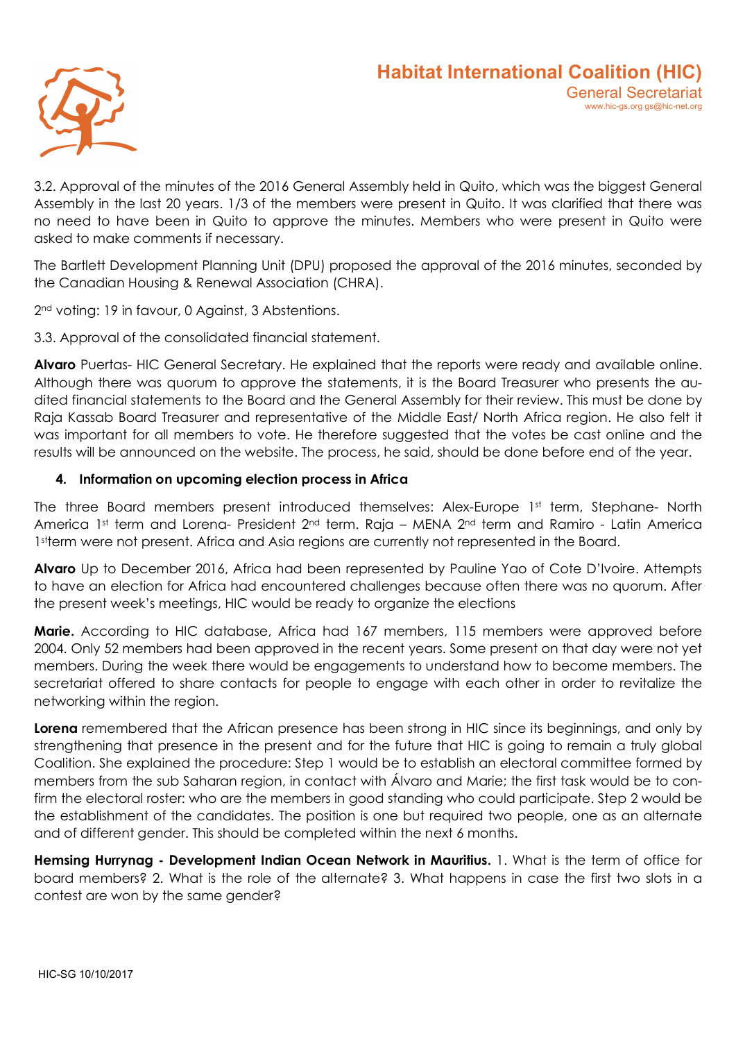3.2. Approval of the minutes of the 2016 General Assembly held in Quito, which was the biggest General Assembly in the last 20 years. 1/3 of the members were present in Quito. It was clarified that there was no need to have been in Quito to approve the minutes. Members who were present in Quito were asked to make comments if necessary.

The Bartlett Development Planning Unit (DPU) proposed the approval of the 2016 minutes, seconded by the Canadian Housing & Renewal Association (CHRA).

2nd voting: 19 in favour, 0 Against, 3 Abstentions.

3.3. Approval of the consolidated financial statement.

**Alvaro** Puertas- HIC General Secretary. He explained that the reports were ready and available online. Although there was quorum to approve the statements, it is the Board Treasurer who presents the audited financial statements to the Board and the General Assembly for their review. This must be done by Raja Kassab Board Treasurer and representative of the Middle East/ North Africa region. He also felt it was important for all members to vote. He therefore suggested that the votes be cast online and the results will be announced on the website. The process, he said, should be done before end of the year.

## 4. Information on upcoming election process in Africa

The three Board members present introduced themselves: Alex-Europe 1st term, Stephane- North America 1st term and Lorena- President 2nd term. Raja – MENA 2nd term and Ramiro - Latin America 1st term were not present. Africa and Asia regions are currently not represented in the Board.

**Alvaro** Up to December 2016, Africa had been represented by Pauline Yao of Cote D'Ivoire. Attempts to have an election for Africa had encountered challenges because often there was no quorum. After the present week's meetings, HIC would be ready to organize the elections

**Marie.** According to HIC database, Africa had 167 members, 115 members were approved before 2004. Only 52 members had been approved in the recent years. Some present on that day were not yet members. During the week there would be engagements to understand how to become members. The secretariat offered to share contacts for people to engage with each other in order to revitalize the networking within the region.

**Lorena** remembered that the African presence has been strong in HIC since its beginnings, and only by strengthening that presence in the present and for the future that HIC is going to remain a truly global Coalition. She explained the procedure: Step 1 would be to establish an electoral committee formed by members from the sub Saharan region, in contact with Álvaro and Marie; the first task would be to confirm the electoral roster: who are the members in good standing who could participate. Step 2 would be the establishment of the candidates. The position is one but required two people, one as an alternate and of different gender. This should be completed within the next 6 months.

**Hemsing Hurrynag - Development Indian Ocean Network in Mauritius.** 1. What is the term of office for board members? 2. What is the role of the alternate? 3. What happens in case the first two slots in a contest are won by the same gender?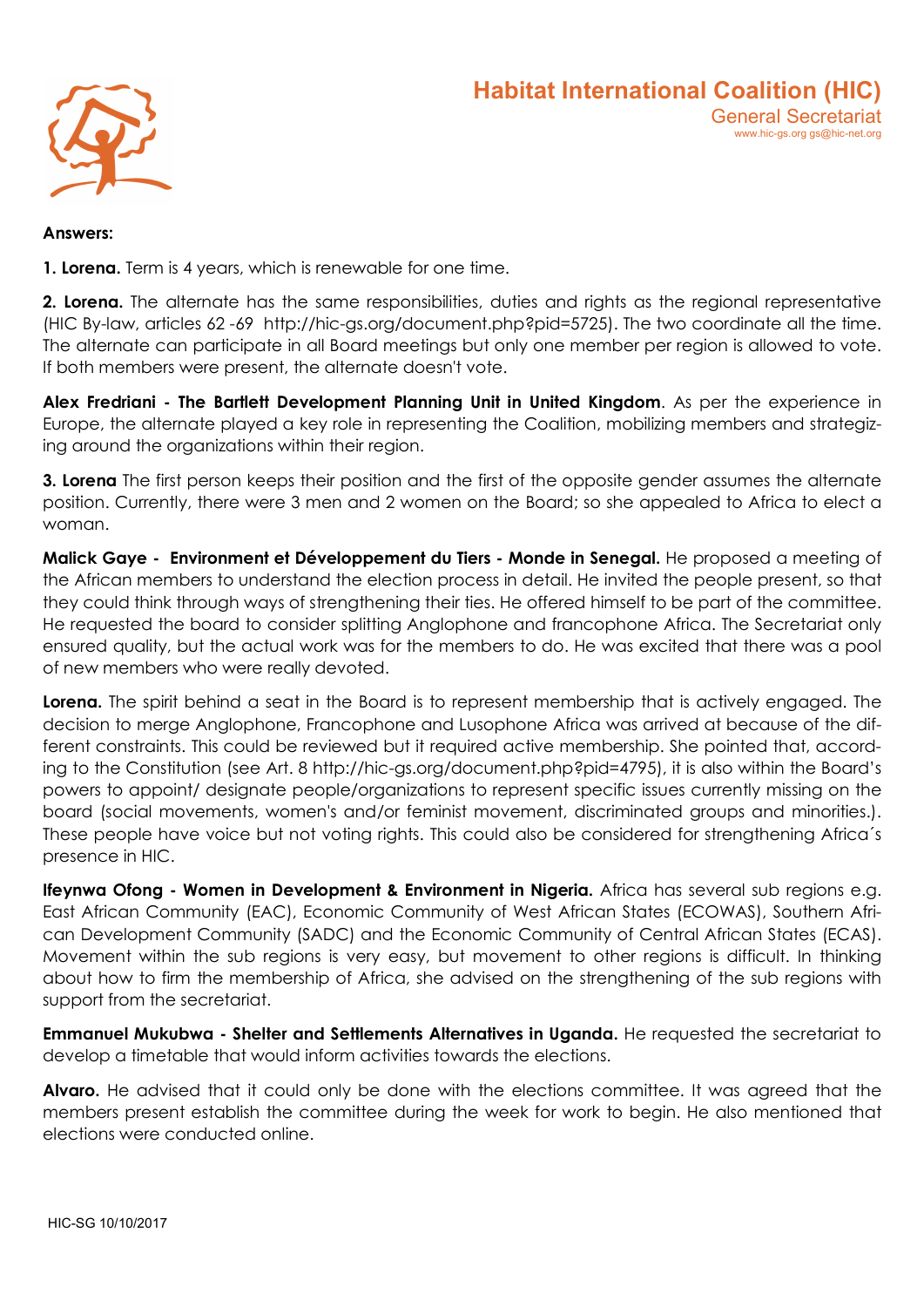**Answers:**

**1. Lorena.** Term is 4 years, which is renewable for one time.

**2. Lorena.** The alternate has the same responsibilities, duties and rights as the regional representative (HIC By-law, articles 62 -69 http://hic-gs.org/document.php?pid=5725). The two coordinate all the time. The alternate can participate in all Board meetings but only one member per region is allowed to vote. If both members were present, the alternate doesn't vote.

**Alex Fredriani - The Bartlett Development Planning Unit in United Kingdom**. As per the experience in Europe, the alternate played a key role in representing the Coalition, mobilizing members and strategizing around the organizations within their region.

**3. Lorena** The first person keeps their position and the first of the opposite gender assumes the alternate position. Currently, there were 3 men and 2 women on the Board; so she appealed to Africa to elect a woman.

**Malick Gaye - Environment et Développement du Tiers - Monde in Senegal.** He proposed a meeting of the African members to understand the election process in detail. He invited the people present, so that they could think through ways of strengthening their ties. He offered himself to be part of the committee. He requested the board to consider splitting Anglophone and francophone Africa. The Secretariat only ensured quality, but the actual work was for the members to do. He was excited that there was a pool of new members who were really devoted.

**Lorena.** The spirit behind a seat in the Board is to represent membership that is actively engaged. The decision to merge Anglophone, Francophone and Lusophone Africa was arrived at because of the different constraints. This could be reviewed but it required active membership. She pointed that, according to the Constitution (see Art. 8 http://hic-gs.org/document.php?pid=4795), it is also within the Board's powers to appoint/ designate people/organizations to represent specific issues currently missing on the board (social movements, women's and/or feminist movement, discriminated groups and minorities.). These people have voice but not voting rights. This could also be considered for strengthening Africa´s presence in HIC.

**Ifeynwa Ofong - Women in Development & Environment in Nigeria.** Africa has several sub regions e.g. East African Community (EAC), Economic Community of West African States (ECOWAS), Southern African Development Community (SADC) and the Economic Community of Central African States (ECAS). Movement within the sub regions is very easy, but movement to other regions is difficult. In thinking about how to firm the membership of Africa, she advised on the strengthening of the sub regions with support from the secretariat.

**Emmanuel Mukubwa - Shelter and Settlements Alternatives in Uganda.** He requested the secretariat to develop a timetable that would inform activities towards the elections.

**Alvaro.** He advised that it could only be done with the elections committee. It was agreed that the members present establish the committee during the week for work to begin. He also mentioned that elections were conducted online.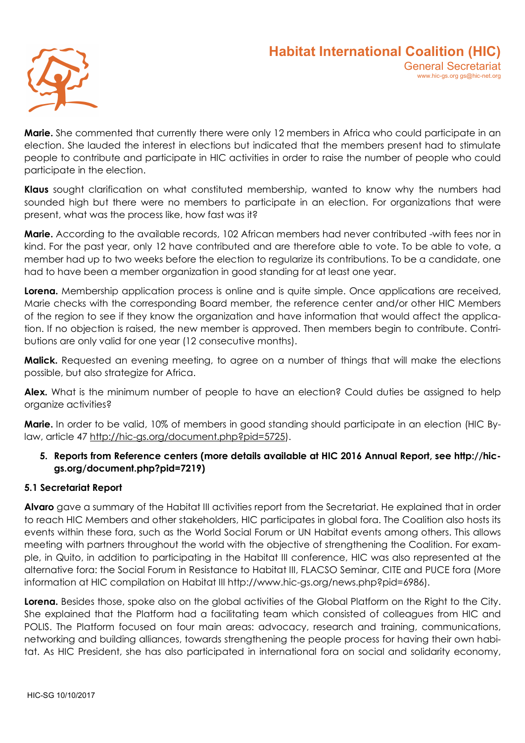**Marie.** She commented that currently there were only 12 members in Africa who could participate in an election. She lauded the interest in elections but indicated that the members present had to stimulate people to contribute and participate in HIC activities in order to raise the number of people who could participate in the election.

**Klaus** sought clarification on what constituted membership, wanted to know why the numbers had sounded high but there were no members to participate in an election. For organizations that were present, what was the process like, how fast was it?

**Marie.** According to the available records, 102 African members had never contributed -with fees nor in kind. For the past year, only 12 have contributed and are therefore able to vote. To be able to vote, a member had up to two weeks before the election to regularize its contributions. To be a candidate, one had to have been a member organization in good standing for at least one year.

**Lorena.** Membership application process is online and is quite simple. Once applications are received, Marie checks with the corresponding Board member, the reference center and/or other HIC Members of the region to see if they know the organization and have information that would affect the application. If no objection is raised, the new member is approved. Then members begin to contribute. Contributions are only valid for one year (12 consecutive months).

**Malick.** Requested an evening meeting, to agree on a number of things that will make the elections possible, but also strategize for Africa.

**Alex.** What is the minimum number of people to have an election? Could duties be assigned to help organize activities?

**Marie.** In order to be valid, 10% of members in good standing should participate in an election (HIC By-law, article 47 http://hic-gs.org/document.php?pid=5725).

5. **Reports from Reference centers (more details available at HIC 2016 Annual Report, see http://hic-gs.org/document.php?pid=7219)**

### 5.1 Secretariat Report

**Alvaro** gave a summary of the Habitat III activities report from the Secretariat. He explained that in order to reach HIC Members and other stakeholders, HIC participates in global fora. The Coalition also hosts its events within these fora, such as the World Social Forum or UN Habitat events among others. This allows meeting with partners throughout the world with the objective of strengthening the Coalition. For example, in Quito, in addition to participating in the Habitat III conference, HIC was also represented at the alternative fora: the Social Forum in Resistance to Habitat III, FLACSO Seminar, CITE and PUCE fora (More information at HIC compilation on Habitat III http://www.hic-gs.org/news.php?pid=6986).

**Lorena.** Besides those, spoke also on the global activities of the Global Platform on the Right to the City. She explained that the Platform had a facilitating team which consisted of colleagues from HIC and POLIS. The Platform focused on four main areas: advocacy, research and training, communications, networking and building alliances, towards strengthening the people process for having their own habitat. As HIC President, she has also participated in international fora on social and solidarity economy,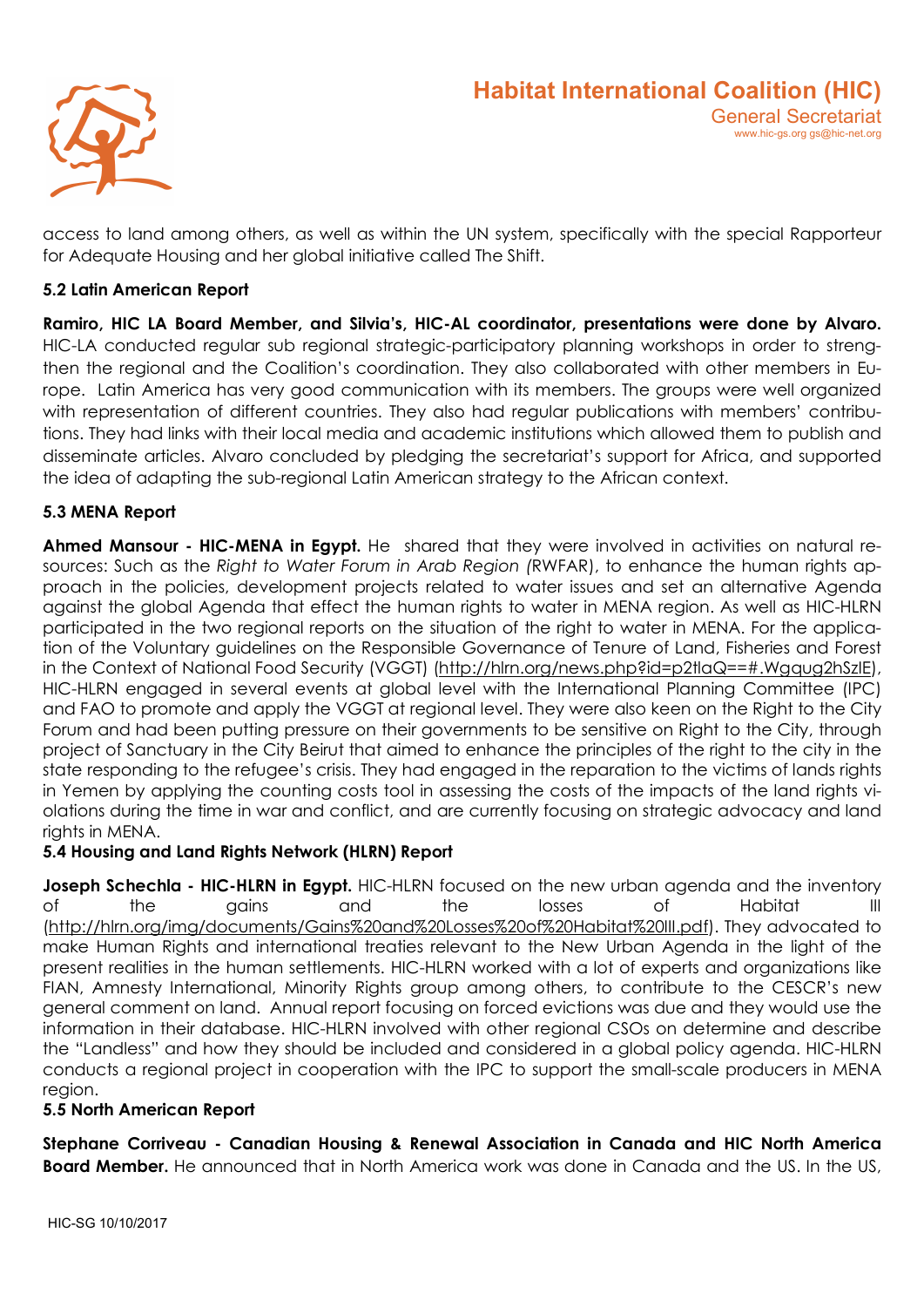access to land among others, as well as within the UN system, specifically with the special Rapporteur for Adequate Housing and her global initiative called The Shift.

### 5.2 Latin American Report

**Ramiro, HIC LA Board Member, and Silvia's, HIC-AL coordinator, presentations were done by Alvaro.** HIC-LA conducted regular sub regional strategic-participatory planning workshops in order to strengthen the regional and the Coalition's coordination. They also collaborated with other members in Europe. Latin America has very good communication with its members. The groups were well organized with representation of different countries. They also had regular publications with members' contributions. They had links with their local media and academic institutions which allowed them to publish and disseminate articles. Alvaro concluded by pledging the secretariat's support for Africa, and supported the idea of adapting the sub-regional Latin American strategy to the African context.

### 5.3 MENA Report

**Ahmed Mansour - HIC-MENA in Egypt.** He shared that they were involved in activities on natural resources: Such as the *Right to Water Forum in Arab Region (*RWFAR), to enhance the human rights approach in the policies, development projects related to water issues and set an alternative Agenda against the global Agenda that effect the human rights to water in MENA region. As well as HIC-HLRN participated in the two regional reports on the situation of the right to water in MENA. For the application of the Voluntary guidelines on the Responsible Governance of Tenure of Land, Fisheries and Forest in the Context of National Food Security (VGGT) (http://hlrn.org/news.php?id=p2tlaQ==#.Wgqug2hSzIE), HIC-HLRN engaged in several events at global level with the International Planning Committee (IPC) and FAO to promote and apply the VGGT at regional level. They were also keen on the Right to the City Forum and had been putting pressure on their governments to be sensitive on Right to the City, through project of Sanctuary in the City Beirut that aimed to enhance the principles of the right to the city in the state responding to the refugee's crisis. They had engaged in the reparation to the victims of lands rights in Yemen by applying the counting costs tool in assessing the costs of the impacts of the land rights violations during the time in war and conflict, and are currently focusing on strategic advocacy and land rights in MENA.

### 5.4 Housing and Land Rights Network (HLRN) Report

**Joseph Schechla - HIC-HLRN in Egypt.** HIC-HLRN focused on the new urban agenda and the inventory of the gains and the losses of Habitat III (http://hlrn.org/img/documents/Gains%20and%20Losses%20of%20Habitat%20III.pdf). They advocated to make Human Rights and international treaties relevant to the New Urban Agenda in the light of the present realities in the human settlements. HIC-HLRN worked with a lot of experts and organizations like FIAN, Amnesty International, Minority Rights group among others, to contribute to the CESCR's new general comment on land. Annual report focusing on forced evictions was due and they would use the information in their database. HIC-HLRN involved with other regional CSOs on determine and describe the "Landless" and how they should be included and considered in a global policy agenda. HIC-HLRN conducts a regional project in cooperation with the IPC to support the small-scale producers in MENA region.

### 5.5 North American Report

**Stephane Corriveau - Canadian Housing & Renewal Association in Canada and HIC North America Board Member.** He announced that in North America work was done in Canada and the US. In the US,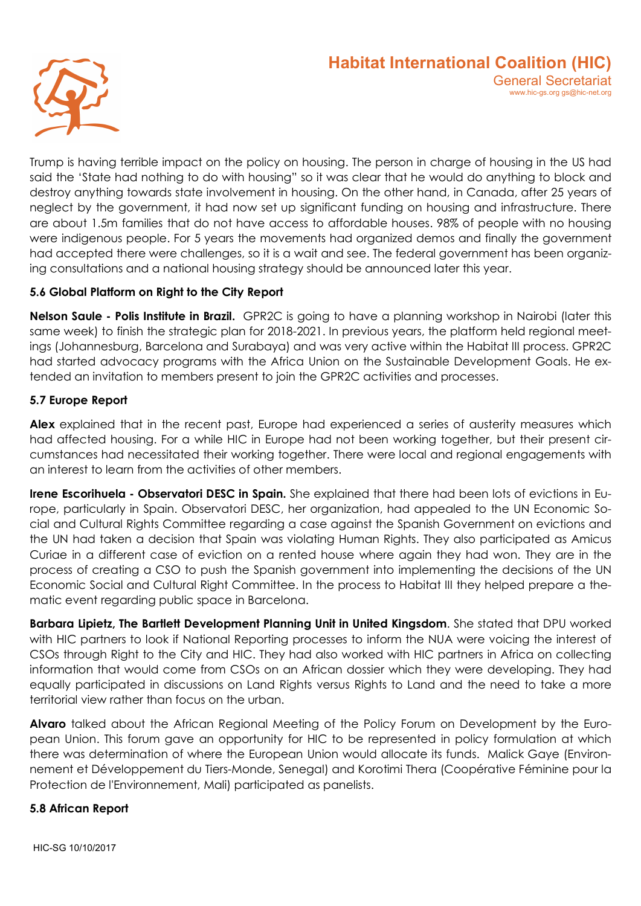Trump is having terrible impact on the policy on housing. The person in charge of housing in the US had said the 'State had nothing to do with housing" so it was clear that he would do anything to block and destroy anything towards state involvement in housing. On the other hand, in Canada, after 25 years of neglect by the government, it had now set up significant funding on housing and infrastructure. There are about 1.5m families that do not have access to affordable houses. 98% of people with no housing were indigenous people. For 5 years the movements had organized demos and finally the government had accepted there were challenges, so it is a wait and see. The federal government has been organizing consultations and a national housing strategy should be announced later this year.

**5.6 Global Platform on Right to the City Report**

**Nelson Saule - Polis Institute in Brazil.** GPR2C is going to have a planning workshop in Nairobi (later this same week) to finish the strategic plan for 2018-2021. In previous years, the platform held regional meetings (Johannesburg, Barcelona and Surabaya) and was very active within the Habitat III process. GPR2C had started advocacy programs with the Africa Union on the Sustainable Development Goals. He extended an invitation to members present to join the GPR2C activities and processes.

**5.7 Europe Report**

**Alex** explained that in the recent past, Europe had experienced a series of austerity measures which had affected housing. For a while HIC in Europe had not been working together, but their present circumstances had necessitated their working together. There were local and regional engagements with an interest to learn from the activities of other members.

**Irene Escorihuela - Observatori DESC in Spain.** She explained that there had been lots of evictions in Europe, particularly in Spain. Observatori DESC, her organization, had appealed to the UN Economic Social and Cultural Rights Committee regarding a case against the Spanish Government on evictions and the UN had taken a decision that Spain was violating Human Rights. They also participated as Amicus Curiae in a different case of eviction on a rented house where again they had won. They are in the process of creating a CSO to push the Spanish government into implementing the decisions of the UN Economic Social and Cultural Right Committee. In the process to Habitat III they helped prepare a thematic event regarding public space in Barcelona.

**Barbara Lipietz, The Bartlett Development Planning Unit in United Kingdom**. She stated that DPU worked with HIC partners to look if National Reporting processes to inform the NUA were voicing the interest of CSOs through Right to the City and HIC. They had also worked with HIC partners in Africa on collecting information that would come from CSOs on an African dossier which they were developing. They had equally participated in discussions on Land Rights versus Rights to Land and the need to take a more territorial view rather than focus on the urban.

**Alvaro** talked about the African Regional Meeting of the Policy Forum on Development by the European Union. This forum gave an opportunity for HIC to be represented in policy formulation at which there was determination of where the European Union would allocate its funds. Malick Gaye (Environnement et Développement du Tiers-Monde, Senegal) and Korotimi Thera (Coopérative Féminine pour la Protection de l'Environnement, Mali) participated as panelists.

**5.8 African Report**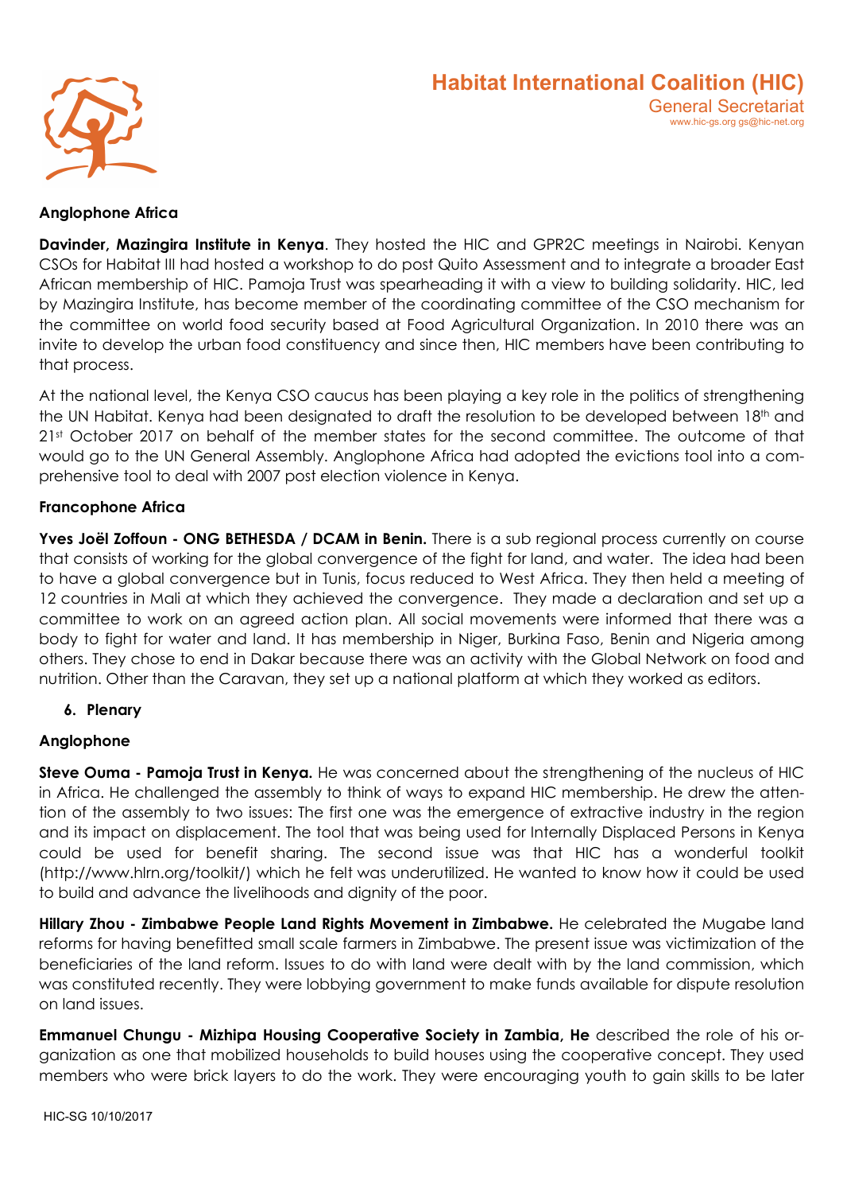**Anglophone Africa**

**Davinder, Mazingira Institute in Kenya**. They hosted the HIC and GPR2C meetings in Nairobi. Kenyan CSOs for Habitat III had hosted a workshop to do post Quito Assessment and to integrate a broader East African membership of HIC. Pamoja Trust was spearheading it with a view to building solidarity. HIC, led by Mazingira Institute, has become member of the coordinating committee of the CSO mechanism for the committee on world food security based at Food Agricultural Organization. In 2010 there was an invite to develop the urban food constituency and since then, HIC members have been contributing to that process.

At the national level, the Kenya CSO caucus has been playing a key role in the politics of strengthening the UN Habitat. Kenya had been designated to draft the resolution to be developed between 18th and 21st October 2017 on behalf of the member states for the second committee. The outcome of that would go to the UN General Assembly. Anglophone Africa had adopted the evictions tool into a comprehensive tool to deal with 2007 post election violence in Kenya.

**Francophone Africa**

**Yves Joël Zoffoun - ONG BETHESDA / DCAM in Benin.** There is a sub regional process currently on course that consists of working for the global convergence of the fight for land, and water. The idea had been to have a global convergence but in Tunis, focus reduced to West Africa. They then held a meeting of 12 countries in Mali at which they achieved the convergence. They made a declaration and set up a committee to work on an agreed action plan. All social movements were informed that there was a body to fight for water and land. It has membership in Niger, Burkina Faso, Benin and Nigeria among others. They chose to end in Dakar because there was an activity with the Global Network on food and nutrition. Other than the Caravan, they set up a national platform at which they worked as editors.

6. **Plenary**

**Anglophone**

**Steve Ouma - Pamoja Trust in Kenya.** He was concerned about the strengthening of the nucleus of HIC in Africa. He challenged the assembly to think of ways to expand HIC membership. He drew the attention of the assembly to two issues: The first one was the emergence of extractive industry in the region and its impact on displacement. The tool that was being used for Internally Displaced Persons in Kenya could be used for benefit sharing. The second issue was that HIC has a wonderful toolkit (http://www.hlrn.org/toolkit/) which he felt was underutilized. He wanted to know how it could be used to build and advance the livelihoods and dignity of the poor.

**Hillary Zhou - Zimbabwe People Land Rights Movement in Zimbabwe.** He celebrated the Mugabe land reforms for having benefitted small scale farmers in Zimbabwe. The present issue was victimization of the beneficiaries of the land reform. Issues to do with land were dealt with by the land commission, which was constituted recently. They were lobbying government to make funds available for dispute resolution on land issues.

**Emmanuel Chungu - Mizhipa Housing Cooperative Society in Zambia, He** described the role of his organization as one that mobilized households to build houses using the cooperative concept. They used members who were brick layers to do the work. They were encouraging youth to gain skills to be later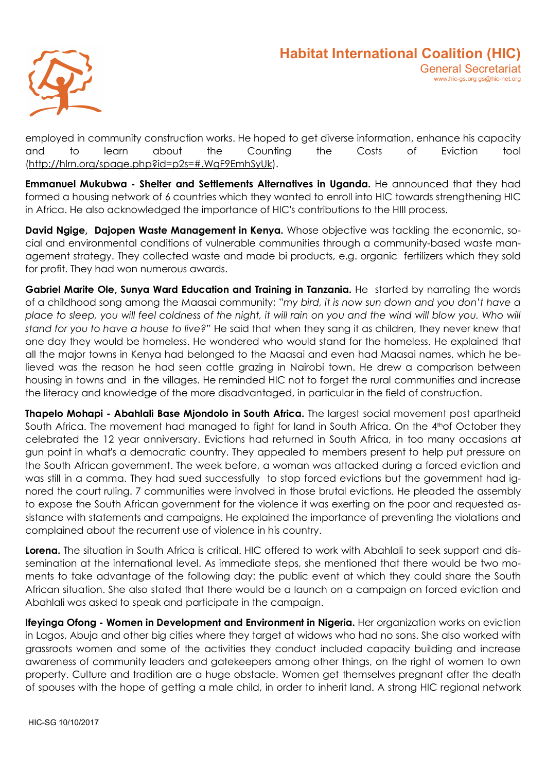employed in community construction works. He hoped to get diverse information, enhance his capacity and to learn about the Counting the Costs of Eviction tool (http://hlrn.org/spage.php?id=p2s=#.WgF9EmhSyUk).

**Emmanuel Mukubwa - Shelter and Settlements Alternatives in Uganda.** He announced that they had formed a housing network of 6 countries which they wanted to enroll into HIC towards strengthening HIC in Africa. He also acknowledged the importance of HIC's contributions to the HIII process.

**David Ngige, Dajopen Waste Management in Kenya.** Whose objective was tackling the economic, social and environmental conditions of vulnerable communities through a community-based waste management strategy. They collected waste and made bi products, e.g. organic fertilizers which they sold for profit. They had won numerous awards.

**Gabriel Marite Ole, Sunya Ward Education and Training in Tanzania.** He started by narrating the words of a childhood song among the Maasai community; "*my bird, it is now sun down and you don't have a place to sleep, you will feel coldness of the night, it will rain on you and the wind will blow you. Who will stand for you to have a house to live?*" He said that when they sang it as children, they never knew that one day they would be homeless. He wondered who would stand for the homeless. He explained that all the major towns in Kenya had belonged to the Maasai and even had Maasai names, which he believed was the reason he had seen cattle grazing in Nairobi town. He drew a comparison between housing in towns and in the villages. He reminded HIC not to forget the rural communities and increase the literacy and knowledge of the more disadvantaged, in particular in the field of construction.

**Thapelo Mohapi - Abahlali Base Mjondolo in South Africa.** The largest social movement post apartheid South Africa. The movement had managed to fight for land in South Africa. On the 4thof October they celebrated the 12 year anniversary. Evictions had returned in South Africa, in too many occasions at gun point in what's a democratic country. They appealed to members present to help put pressure on the South African government. The week before, a woman was attacked during a forced eviction and was still in a comma. They had sued successfully to stop forced evictions but the government had ignored the court ruling. 7 communities were involved in those brutal evictions. He pleaded the assembly to expose the South African government for the violence it was exerting on the poor and requested assistance with statements and campaigns. He explained the importance of preventing the violations and complained about the recurrent use of violence in his country.

**Lorena.** The situation in South Africa is critical. HIC offered to work with Abahlali to seek support and dissemination at the international level. As immediate steps, she mentioned that there would be two moments to take advantage of the following day: the public event at which they could share the South African situation. She also stated that there would be a launch on a campaign on forced eviction and Abahlali was asked to speak and participate in the campaign.

**Ifeyinga Ofong - Women in Development and Environment in Nigeria.** Her organization works on eviction in Lagos, Abuja and other big cities where they target at widows who had no sons. She also worked with grassroots women and some of the activities they conduct included capacity building and increase awareness of community leaders and gatekeepers among other things, on the right of women to own property. Culture and tradition are a huge obstacle. Women get themselves pregnant after the death of spouses with the hope of getting a male child, in order to inherit land. A strong HIC regional network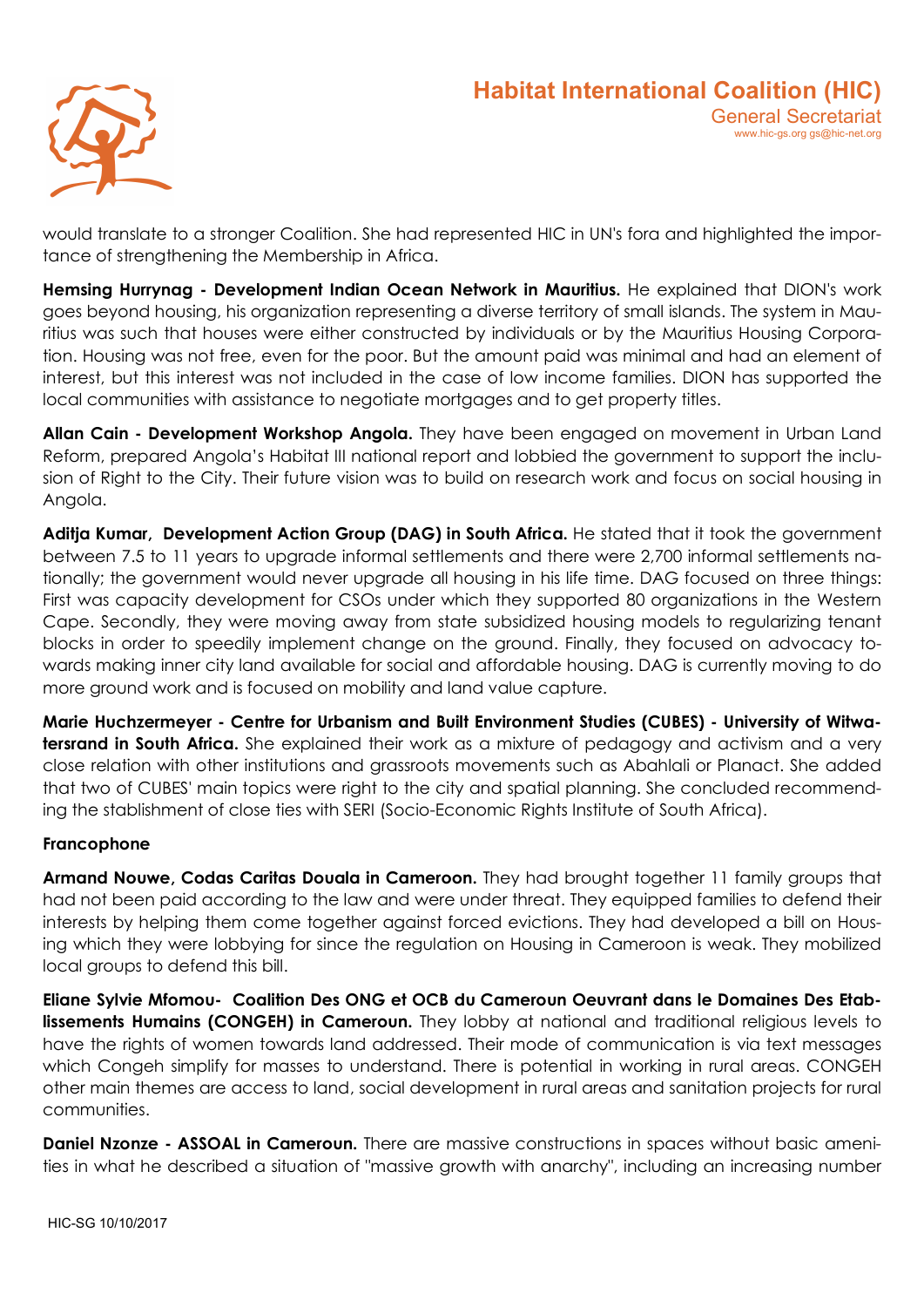would translate to a stronger Coalition. She had represented HIC in UN's fora and highlighted the importance of strengthening the Membership in Africa.

**Hemsing Hurrynag - Development Indian Ocean Network in Mauritius.** He explained that DION's work goes beyond housing, his organization representing a diverse territory of small islands. The system in Mauritius was such that houses were either constructed by individuals or by the Mauritius Housing Corporation. Housing was not free, even for the poor. But the amount paid was minimal and had an element of interest, but this interest was not included in the case of low income families. DION has supported the local communities with assistance to negotiate mortgages and to get property titles.

**Allan Cain - Development Workshop Angola.** They have been engaged on movement in Urban Land Reform, prepared Angola's Habitat III national report and lobbied the government to support the inclusion of Right to the City. Their future vision was to build on research work and focus on social housing in Angola.

**Aditja Kumar, Development Action Group (DAG) in South Africa.** He stated that it took the government between 7.5 to 11 years to upgrade informal settlements and there were 2,700 informal settlements nationally; the government would never upgrade all housing in his life time. DAG focused on three things: First was capacity development for CSOs under which they supported 80 organizations in the Western Cape. Secondly, they were moving away from state subsidized housing models to regularizing tenant blocks in order to speedily implement change on the ground. Finally, they focused on advocacy towards making inner city land available for social and affordable housing. DAG is currently moving to do more ground work and is focused on mobility and land value capture.

**Marie Huchzermeyer - Centre for Urbanism and Built Environment Studies (CUBES) - University of Witwatersrand in South Africa.** She explained their work as a mixture of pedagogy and activism and a very close relation with other institutions and grassroots movements such as Abahlali or Planact. She added that two of CUBES' main topics were right to the city and spatial planning. She concluded recommending the stablishment of close ties with SERI (Socio-Economic Rights Institute of South Africa).

**Francophone**

**Armand Nouwe, Codas Caritas Douala in Cameroon.** They had brought together 11 family groups that had not been paid according to the law and were under threat. They equipped families to defend their interests by helping them come together against forced evictions. They had developed a bill on Housing which they were lobbying for since the regulation on Housing in Cameroon is weak. They mobilized local groups to defend this bill.

**Eliane Sylvie Mfomou- Coalition Des ONG et OCB du Cameroun Oeuvrant dans le Domaines Des Etablissements Humains (CONGEH) in Cameroun.** They lobby at national and traditional religious levels to have the rights of women towards land addressed. Their mode of communication is via text messages which Congeh simplify for masses to understand. There is potential in working in rural areas. CONGEH other main themes are access to land, social development in rural areas and sanitation projects for rural communities.

**Daniel Nzonze - ASSOAL in Cameroun.** There are massive constructions in spaces without basic amenities in what he described a situation of "massive growth with anarchy", including an increasing number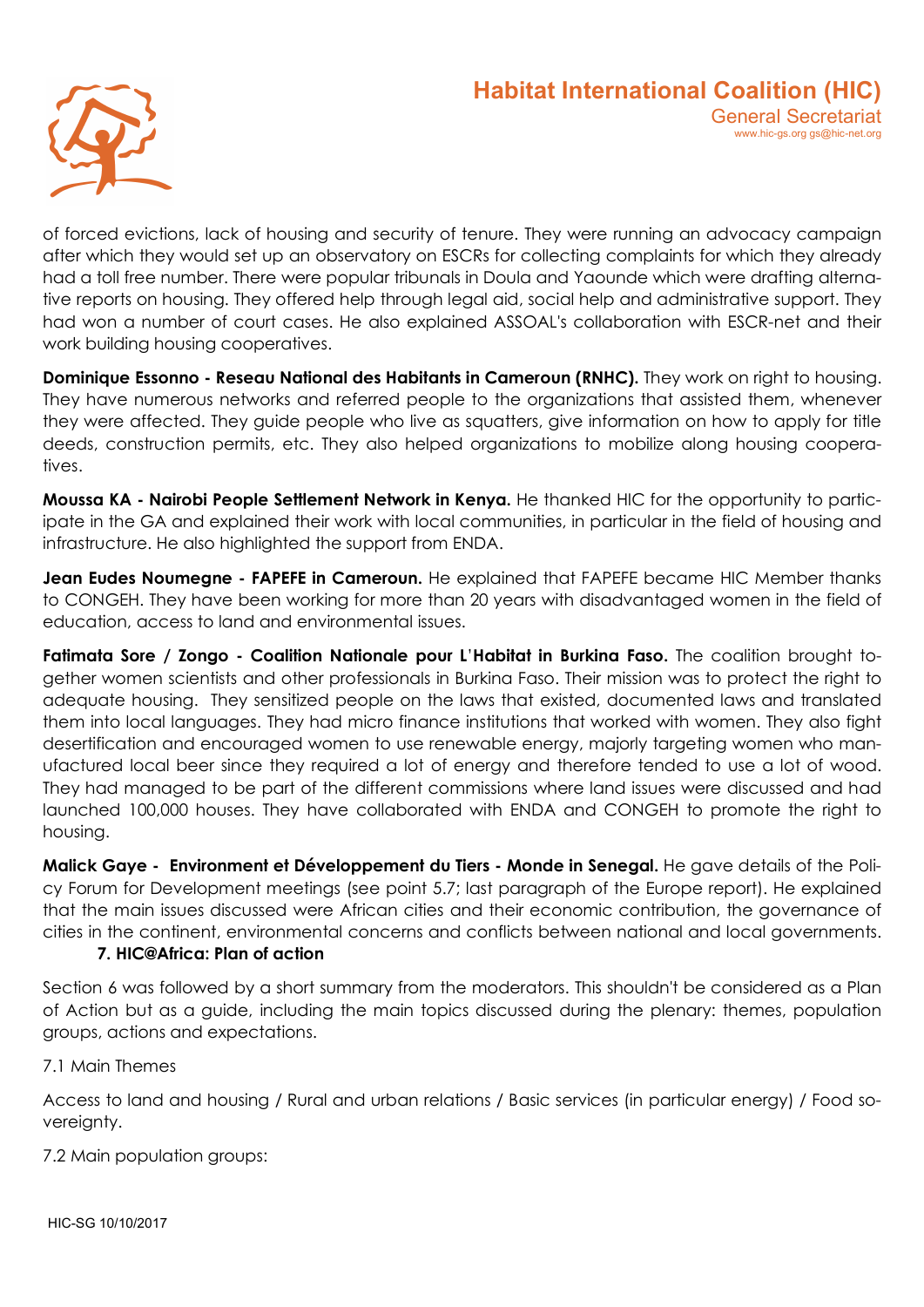of forced evictions, lack of housing and security of tenure. They were running an advocacy campaign after which they would set up an observatory on ESCRs for collecting complaints for which they already had a toll free number. There were popular tribunals in Doula and Yaounde which were drafting alternative reports on housing. They offered help through legal aid, social help and administrative support. They had won a number of court cases. He also explained ASSOAL's collaboration with ESCR-net and their work building housing cooperatives.

**Dominique Essonno - Reseau National des Habitants in Cameroun (RNHC).** They work on right to housing. They have numerous networks and referred people to the organizations that assisted them, whenever they were affected. They guide people who live as squatters, give information on how to apply for title deeds, construction permits, etc. They also helped organizations to mobilize along housing cooperatives.

**Moussa KA - Nairobi People Settlement Network in Kenya.** He thanked HIC for the opportunity to participate in the GA and explained their work with local communities, in particular in the field of housing and infrastructure. He also highlighted the support from ENDA.

**Jean Eudes Noumegne - FAPEFE in Cameroun.** He explained that FAPEFE became HIC Member thanks to CONGEH. They have been working for more than 20 years with disadvantaged women in the field of education, access to land and environmental issues.

**Fatimata Sore / Zongo - Coalition Nationale pour L'Habitat in Burkina Faso.** The coalition brought together women scientists and other professionals in Burkina Faso. Their mission was to protect the right to adequate housing. They sensitized people on the laws that existed, documented laws and translated them into local languages. They had micro finance institutions that worked with women. They also fight desertification and encouraged women to use renewable energy, majorly targeting women who manufactured local beer since they required a lot of energy and therefore tended to use a lot of wood. They had managed to be part of the different commissions where land issues were discussed and had launched 100,000 houses. They have collaborated with ENDA and CONGEH to promote the right to housing.

**Malick Gaye - Environment et Développement du Tiers - Monde in Senegal.** He gave details of the Policy Forum for Development meetings (see point 5.7; last paragraph of the Europe report). He explained that the main issues discussed were African cities and their economic contribution, the governance of cities in the continent, environmental concerns and conflicts between national and local governments.

## 7. HIC@Africa: Plan of action

Section 6 was followed by a short summary from the moderators. This shouldn't be considered as a Plan of Action but as a guide, including the main topics discussed during the plenary: themes, population groups, actions and expectations.

7.1 Main Themes

Access to land and housing / Rural and urban relations / Basic services (in particular energy) / Food sovereignty.

7.2 Main population groups: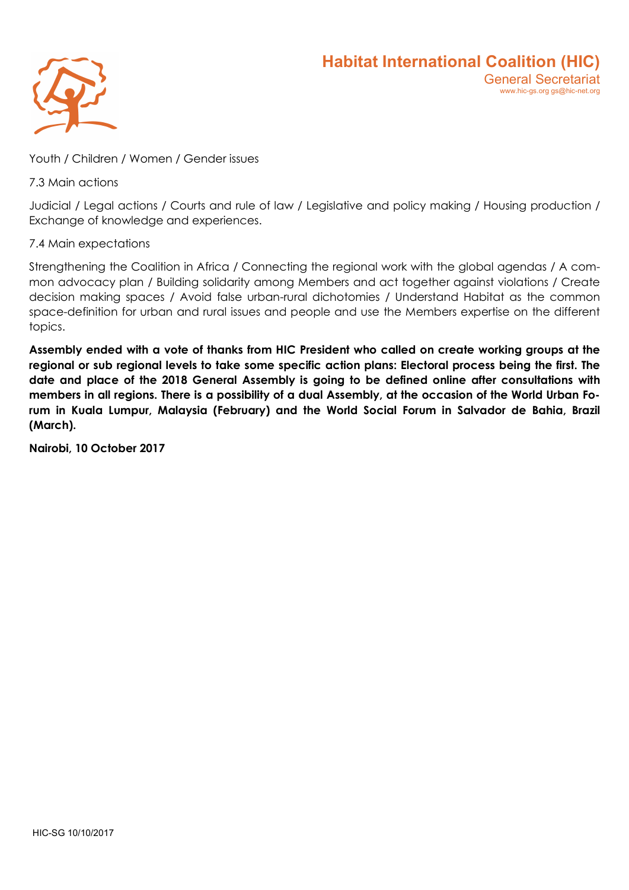Youth / Children / Women / Gender issues

7.3 Main actions

Judicial / Legal actions / Courts and rule of law / Legislative and policy making / Housing production / Exchange of knowledge and experiences.

7.4 Main expectations

Strengthening the Coalition in Africa / Connecting the regional work with the global agendas / A common advocacy plan / Building solidarity among Members and act together against violations / Create decision making spaces / Avoid false urban-rural dichotomies / Understand Habitat as the common space-definition for urban and rural issues and people and use the Members expertise on the different topics.

**Assembly ended with a vote of thanks from HIC President who called on create working groups at the regional or sub regional levels to take some specific action plans: Electoral process being the first. The date and place of the 2018 General Assembly is going to be defined online after consultations with members in all regions. There is a possibility of a dual Assembly, at the occasion of the World Urban Forum in Kuala Lumpur, Malaysia (February) and the World Social Forum in Salvador de Bahia, Brazil (March).**

**Nairobi, 10 October 2017**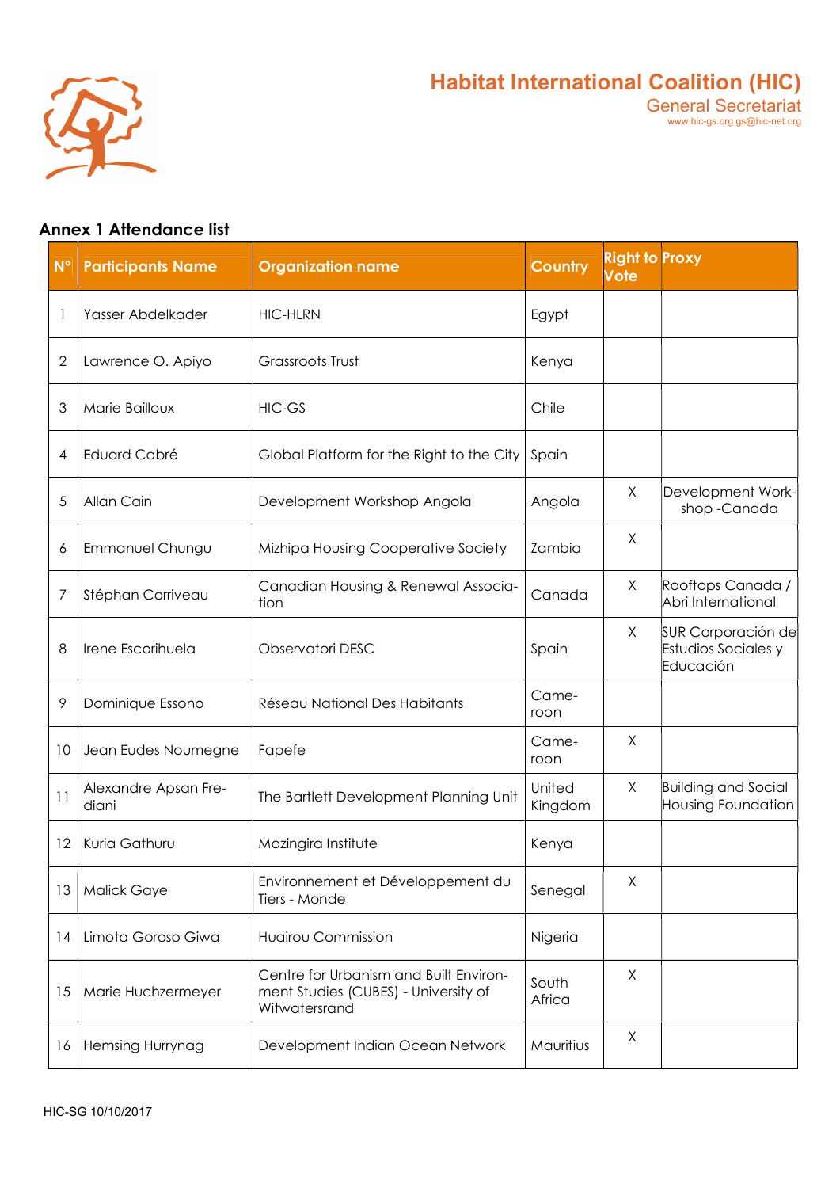Habitat International Coalition (HIC)
General Secretariat
www.hic-gs.org gs@hic-net.org

## Annex 1 Attendance list

| N° | Participants Name | Organization name | Country | Right to Vote | Proxy |
|---|---|---|---|---|---|
| 1 | Yasser Abdelkader | HIC-HLRN | Egypt | | |
| 2 | Lawrence O. Apiyo | Grassroots Trust | Kenya | | |
| 3 | Marie Bailloux | HIC-GS | Chile | | |
| 4 | Eduard Cabré | Global Platform for the Right to the City | Spain | | |
| 5 | Allan Cain | Development Workshop Angola | Angola | X | Development Workshop -Canada |
| 6 | Emmanuel Chungu | Mizhipa Housing Cooperative Society | Zambia | X | |
| 7 | Stéphan Corriveau | Canadian Housing & Renewal Association | Canada | X | Rooftops Canada / Abri International |
| 8 | Irene Escorihuela | Observatori DESC | Spain | X | SUR Corporación de Estudios Sociales y Educación |
| 9 | Dominique Essono | Réseau National Des Habitants | Cameroon | | |
| 10 | Jean Eudes Noumegne | Fapefe | Cameroon | X | |
| 11 | Alexandre Apsan Frediani | The Bartlett Development Planning Unit | United Kingdom | X | Building and Social Housing Foundation |
| 12 | Kuria Gathuru | Mazingira Institute | Kenya | | |
| 13 | Malick Gaye | Environnement et Développement du Tiers - Monde | Senegal | X | |
| 14 | Limota Goroso Giwa | Huairou Commission | Nigeria | | |
| 15 | Marie Huchzermeyer | Centre for Urbanism and Built Environment Studies (CUBES) - University of Witwatersrand | South Africa | X | |
| 16 | Hemsing Hurrynag | Development Indian Ocean Network | Mauritius | X | |

HIC-SG 10/10/2017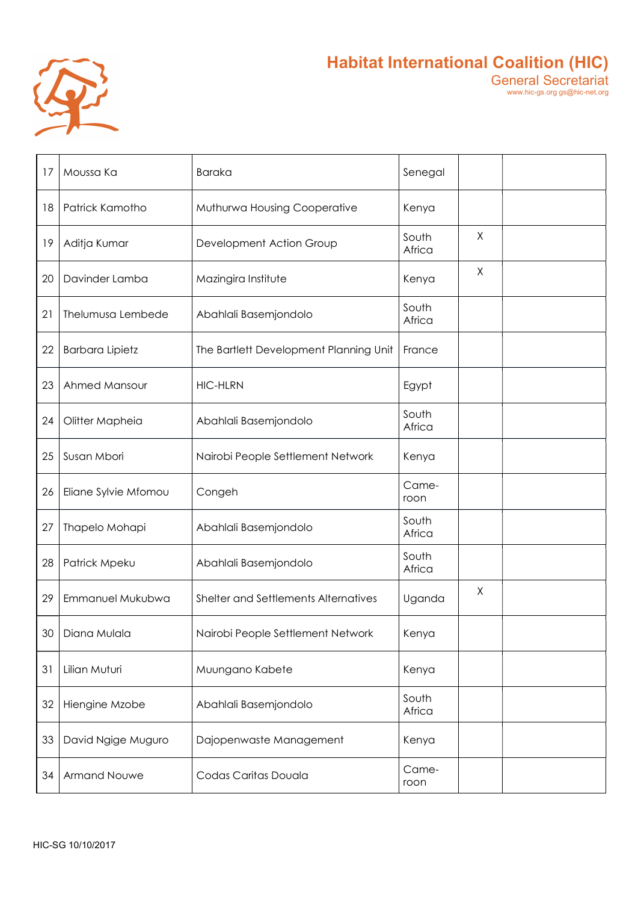# Habitat International Coalition (HIC)

General Secretariat

www.hic-gs.org gs@hic-net.org

| | | | | | |
|---|---|---|---|---|---|
| 17 | Moussa Ka | Baraka | Senegal | | |
| 18 | Patrick Kamotho | Muthurwa Housing Cooperative | Kenya | | |
| 19 | Aditja Kumar | Development Action Group | South Africa | X | |
| 20 | Davinder Lamba | Mazingira Institute | Kenya | X | |
| 21 | Thelumusa Lembede | Abahlali Basemjondolo | South Africa | | |
| 22 | Barbara Lipietz | The Bartlett Development Planning Unit | France | | |
| 23 | Ahmed Mansour | HIC-HLRN | Egypt | | |
| 24 | Olitter Mapheia | Abahlali Basemjondolo | South Africa | | |
| 25 | Susan Mbori | Nairobi People Settlement Network | Kenya | | |
| 26 | Eliane Sylvie Mfomou | Congeh | Came-roon | | |
| 27 | Thapelo Mohapi | Abahlali Basemjondolo | South Africa | | |
| 28 | Patrick Mpeku | Abahlali Basemjondolo | South Africa | | |
| 29 | Emmanuel Mukubwa | Shelter and Settlements Alternatives | Uganda | X | |
| 30 | Diana Mulala | Nairobi People Settlement Network | Kenya | | |
| 31 | Lilian Muturi | Muungano Kabete | Kenya | | |
| 32 | Hiengine Mzobe | Abahlali Basemjondolo | South Africa | | |
| 33 | David Ngige Muguro | Dajopenwaste Management | Kenya | | |
| 34 | Armand Nouwe | Codas Caritas Douala | Came-roon | | |

HIC-SG 10/10/2017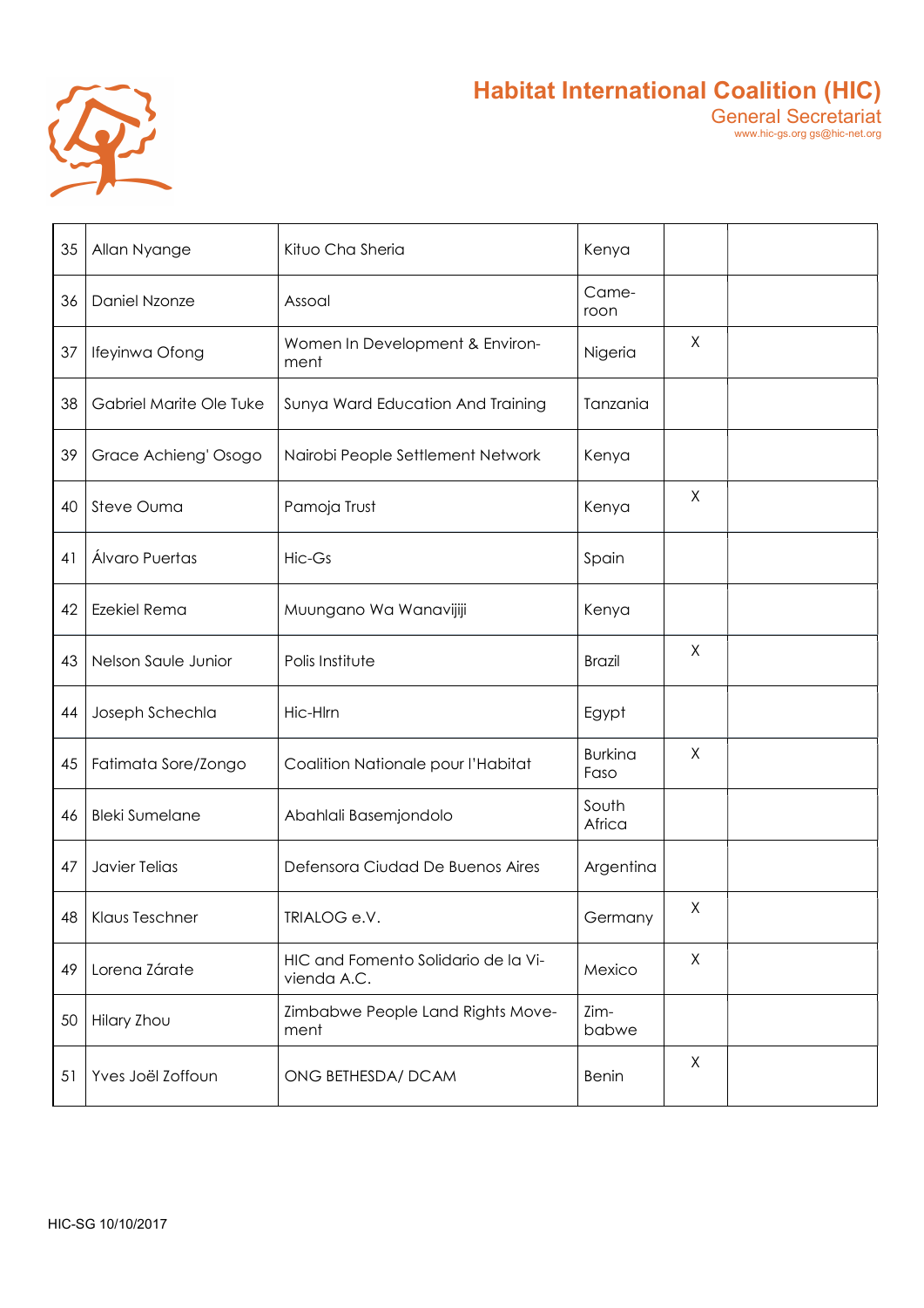| | | | | | |
|---|---|---|---|---|---|
| 35 | Allan Nyange | Kituo Cha Sheria | Kenya | | |
| 36 | Daniel Nzonze | Assoal | Came-roon | | |
| 37 | Ifeyinwa Ofong | Women In Development & Environ-ment | Nigeria | X | |
| 38 | Gabriel Marite Ole Tuke | Sunya Ward Education And Training | Tanzania | | |
| 39 | Grace Achieng' Osogo | Nairobi People Settlement Network | Kenya | | |
| 40 | Steve Ouma | Pamoja Trust | Kenya | X | |
| 41 | Álvaro Puertas | Hic-Gs | Spain | | |
| 42 | Ezekiel Rema | Muungano Wa Wanavijiji | Kenya | | |
| 43 | Nelson Saule Junior | Polis Institute | Brazil | X | |
| 44 | Joseph Schechla | Hic-Hlrn | Egypt | | |
| 45 | Fatimata Sore/Zongo | Coalition Nationale pour l'Habitat | Burkina Faso | X | |
| 46 | Bleki Sumelane | Abahlali Basemjondolo | South Africa | | |
| 47 | Javier Telias | Defensora Ciudad De Buenos Aires | Argentina | | |
| 48 | Klaus Teschner | TRIALOG e.V. | Germany | X | |
| 49 | Lorena Zárate | HIC and Fomento Solidario de la Vi-vienda A.C. | Mexico | X | |
| 50 | Hilary Zhou | Zimbabwe People Land Rights Move-ment | Zim-babwe | | |
| 51 | Yves Joël Zoffoun | ONG BETHESDA/ DCAM | Benin | X | |